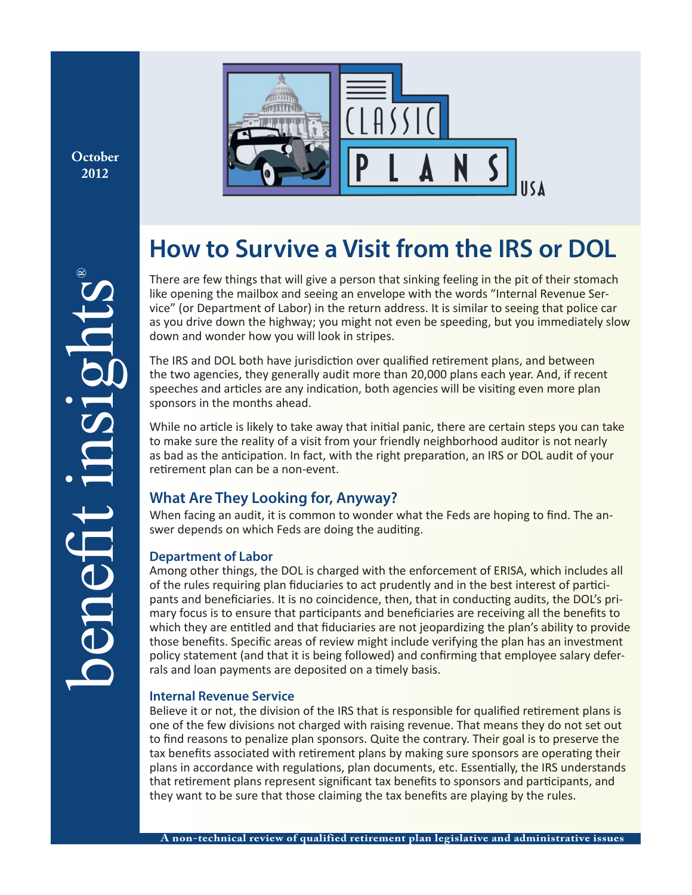October 2012

benefit insights®

# How to Survive a Visit from the IRS or DOL

There are few things that will give a person that sinking feeling in the pit of their stomach like opening the mailbox and seeing an envelope with the words "Internal Revenue Service" (or Department of Labor) in the return address. It is similar to seeing that police car as you drive down the highway; you might not even be speeding, but you immediately slow down and wonder how you will look in stripes.

The IRS and DOL both have jurisdiction over qualified retirement plans, and between the two agencies, they generally audit more than 20,000 plans each year. And, if recent speeches and articles are any indication, both agencies will be visiting even more plan sponsors in the months ahead.

While no article is likely to take away that initial panic, there are certain steps you can take to make sure the reality of a visit from your friendly neighborhood auditor is not nearly as bad as the anticipation. In fact, with the right preparation, an IRS or DOL audit of your retirement plan can be a non-event.

## What Are They Looking for, Anyway?

When facing an audit, it is common to wonder what the Feds are hoping to find. The answer depends on which Feds are doing the auditing.

### Department of Labor

Among other things, the DOL is charged with the enforcement of ERISA, which includes all of the rules requiring plan fiduciaries to act prudently and in the best interest of participants and beneficiaries. It is no coincidence, then, that in conducting audits, the DOL's primary focus is to ensure that participants and beneficiaries are receiving all the benefits to which they are entitled and that fiduciaries are not jeopardizing the plan's ability to provide those benefits. Specific areas of review might include verifying the plan has an investment policy statement (and that it is being followed) and confirming that employee salary deferrals and loan payments are deposited on a timely basis.

### Internal Revenue Service

Believe it or not, the division of the IRS that is responsible for qualified retirement plans is one of the few divisions not charged with raising revenue. That means they do not set out to find reasons to penalize plan sponsors. Quite the contrary. Their goal is to preserve the tax benefits associated with retirement plans by making sure sponsors are operating their plans in accordance with regulations, plan documents, etc. Essentially, the IRS understands that retirement plans represent significant tax benefits to sponsors and participants, and they want to be sure that those claiming the tax benefits are playing by the rules.

**A non-technical review of qualified retirement plan legislative and administrative issues**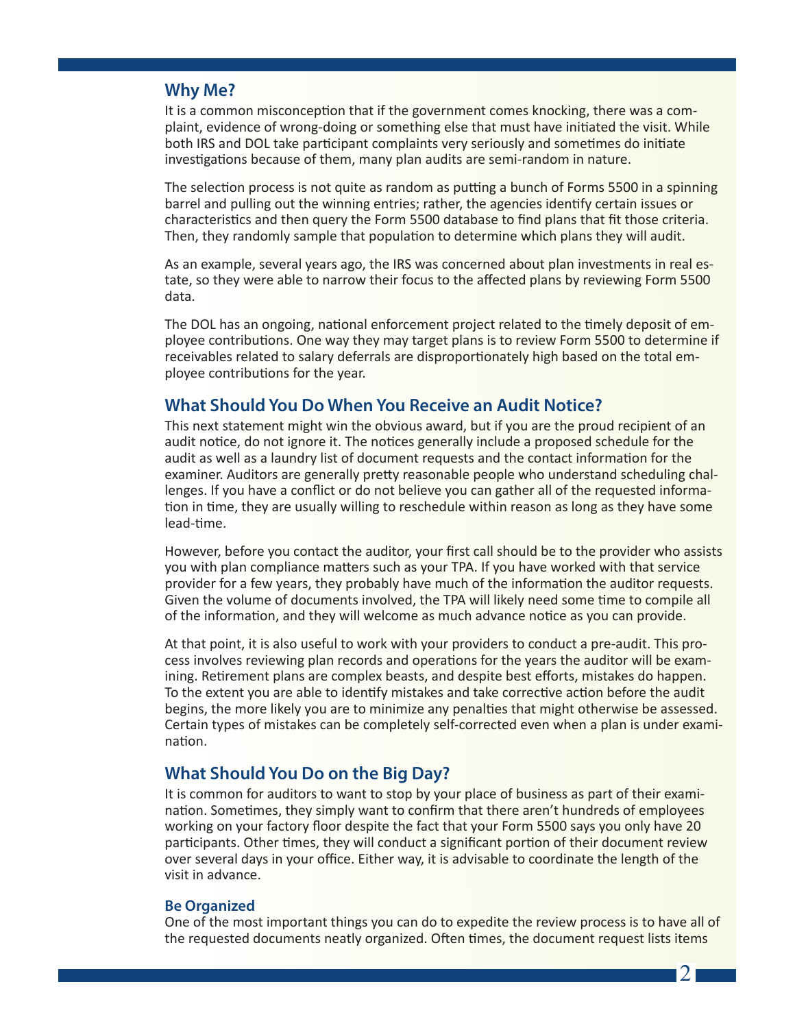## Why Me?

It is a common misconception that if the government comes knocking, there was a complaint, evidence of wrong-doing or something else that must have initiated the visit. While both IRS and DOL take participant complaints very seriously and sometimes do initiate investigations because of them, many plan audits are semi-random in nature.

The selection process is not quite as random as putting a bunch of Forms 5500 in a spinning barrel and pulling out the winning entries; rather, the agencies identify certain issues or characteristics and then query the Form 5500 database to find plans that fit those criteria. Then, they randomly sample that population to determine which plans they will audit.

As an example, several years ago, the IRS was concerned about plan investments in real estate, so they were able to narrow their focus to the affected plans by reviewing Form 5500 data.

The DOL has an ongoing, national enforcement project related to the timely deposit of employee contributions. One way they may target plans is to review Form 5500 to determine if receivables related to salary deferrals are disproportionately high based on the total employee contributions for the year.

## What Should You Do When You Receive an Audit Notice?

This next statement might win the obvious award, but if you are the proud recipient of an audit notice, do not ignore it. The notices generally include a proposed schedule for the audit as well as a laundry list of document requests and the contact information for the examiner. Auditors are generally pretty reasonable people who understand scheduling challenges. If you have a conflict or do not believe you can gather all of the requested information in time, they are usually willing to reschedule within reason as long as they have some lead-time.

However, before you contact the auditor, your first call should be to the provider who assists you with plan compliance matters such as your TPA. If you have worked with that service provider for a few years, they probably have much of the information the auditor requests. Given the volume of documents involved, the TPA will likely need some time to compile all of the information, and they will welcome as much advance notice as you can provide.

At that point, it is also useful to work with your providers to conduct a pre-audit. This process involves reviewing plan records and operations for the years the auditor will be examining. Retirement plans are complex beasts, and despite best efforts, mistakes do happen. To the extent you are able to identify mistakes and take corrective action before the audit begins, the more likely you are to minimize any penalties that might otherwise be assessed. Certain types of mistakes can be completely self-corrected even when a plan is under examination.

## What Should You Do on the Big Day?

It is common for auditors to want to stop by your place of business as part of their examination. Sometimes, they simply want to confirm that there aren't hundreds of employees working on your factory floor despite the fact that your Form 5500 says you only have 20 participants. Other times, they will conduct a significant portion of their document review over several days in your office. Either way, it is advisable to coordinate the length of the visit in advance.

### Be Organized

One of the most important things you can do to expedite the review process is to have all of the requested documents neatly organized. Often times, the document request lists items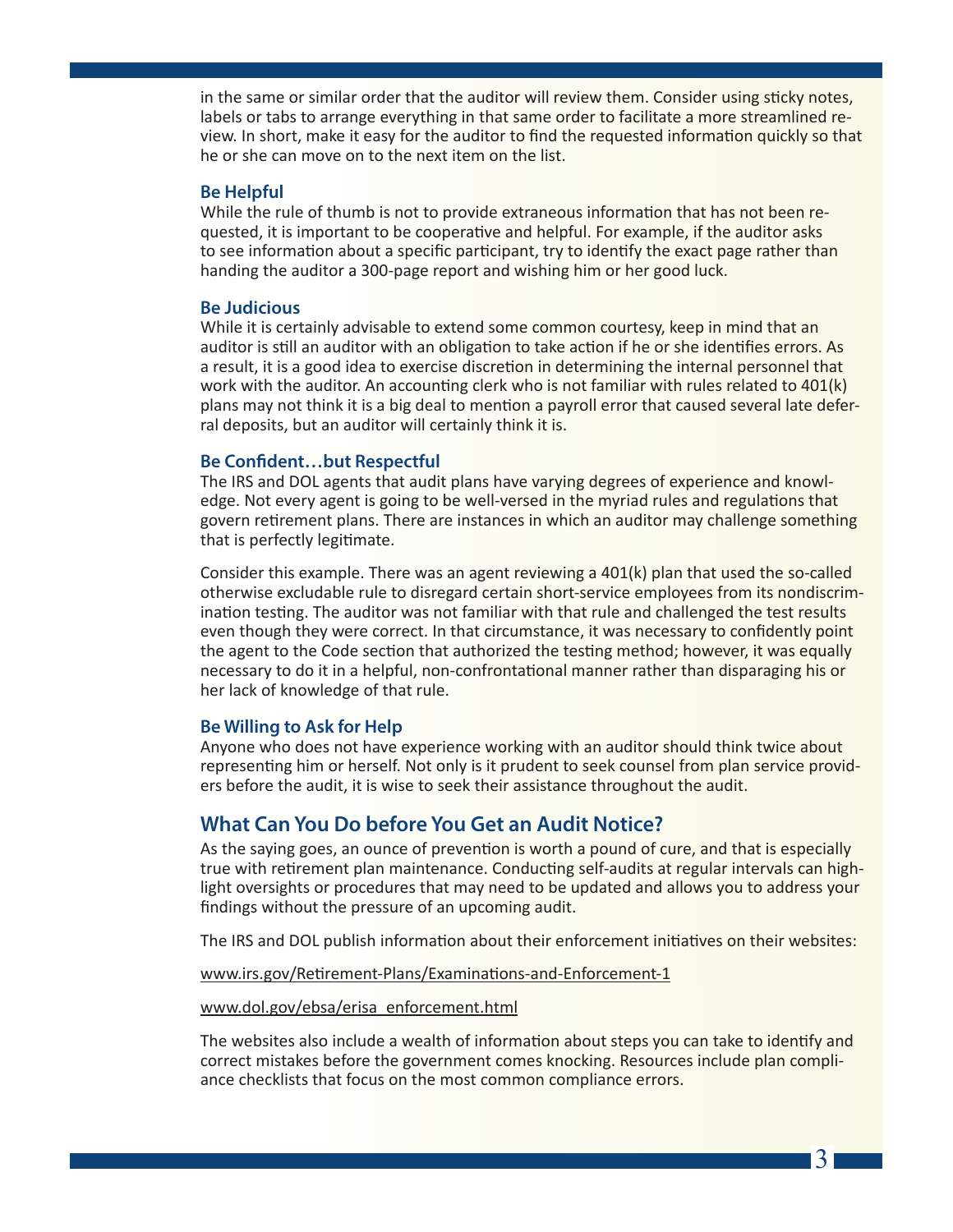in the same or similar order that the auditor will review them. Consider using sticky notes, labels or tabs to arrange everything in that same order to facilitate a more streamlined review. In short, make it easy for the auditor to find the requested information quickly so that he or she can move on to the next item on the list.

### Be Helpful

While the rule of thumb is not to provide extraneous information that has not been requested, it is important to be cooperative and helpful. For example, if the auditor asks to see information about a specific participant, try to identify the exact page rather than handing the auditor a 300-page report and wishing him or her good luck.

### Be Judicious

While it is certainly advisable to extend some common courtesy, keep in mind that an auditor is still an auditor with an obligation to take action if he or she identifies errors. As a result, it is a good idea to exercise discretion in determining the internal personnel that work with the auditor. An accounting clerk who is not familiar with rules related to 401(k) plans may not think it is a big deal to mention a payroll error that caused several late deferral deposits, but an auditor will certainly think it is.

### Be Confident…but Respectful

The IRS and DOL agents that audit plans have varying degrees of experience and knowledge. Not every agent is going to be well-versed in the myriad rules and regulations that govern retirement plans. There are instances in which an auditor may challenge something that is perfectly legitimate.

Consider this example. There was an agent reviewing a 401(k) plan that used the so-called otherwise excludable rule to disregard certain short-service employees from its nondiscrimination testing. The auditor was not familiar with that rule and challenged the test results even though they were correct. In that circumstance, it was necessary to confidently point the agent to the Code section that authorized the testing method; however, it was equally necessary to do it in a helpful, non-confrontational manner rather than disparaging his or her lack of knowledge of that rule.

### Be Willing to Ask for Help

Anyone who does not have experience working with an auditor should think twice about representing him or herself. Not only is it prudent to seek counsel from plan service providers before the audit, it is wise to seek their assistance throughout the audit.

## What Can You Do before You Get an Audit Notice?

As the saying goes, an ounce of prevention is worth a pound of cure, and that is especially true with retirement plan maintenance. Conducting self-audits at regular intervals can highlight oversights or procedures that may need to be updated and allows you to address your findings without the pressure of an upcoming audit.

The IRS and DOL publish information about their enforcement initiatives on their websites:

www.irs.gov/Retirement-Plans/Examinations-and-Enforcement-1

www.dol.gov/ebsa/erisa_enforcement.html

The websites also include a wealth of information about steps you can take to identify and correct mistakes before the government comes knocking. Resources include plan compliance checklists that focus on the most common compliance errors.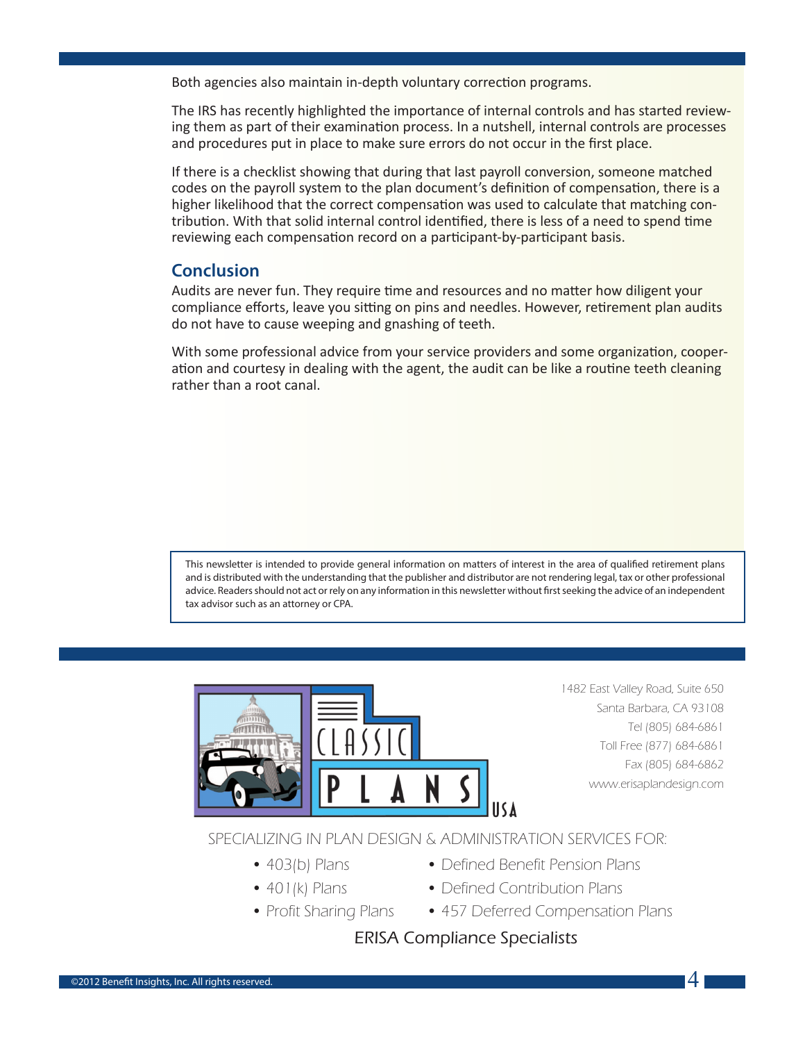Both agencies also maintain in-depth voluntary correction programs.

The IRS has recently highlighted the importance of internal controls and has started reviewing them as part of their examination process. In a nutshell, internal controls are processes and procedures put in place to make sure errors do not occur in the first place.

If there is a checklist showing that during that last payroll conversion, someone matched codes on the payroll system to the plan document's definition of compensation, there is a higher likelihood that the correct compensation was used to calculate that matching contribution. With that solid internal control identified, there is less of a need to spend time reviewing each compensation record on a participant-by-participant basis.

## Conclusion

Audits are never fun. They require time and resources and no matter how diligent your compliance efforts, leave you sitting on pins and needles. However, retirement plan audits do not have to cause weeping and gnashing of teeth.

With some professional advice from your service providers and some organization, cooperation and courtesy in dealing with the agent, the audit can be like a routine teeth cleaning rather than a root canal.

This newsletter is intended to provide general information on matters of interest in the area of qualified retirement plans and is distributed with the understanding that the publisher and distributor are not rendering legal, tax or other professional advice. Readers should not act or rely on any information in this newsletter without first seeking the advice of an independent tax advisor such as an attorney or CPA.

CLASSIC PLANS USA

1482 East Valley Road, Suite 650
Santa Barbara, CA 93108
Tel (805) 684-6861
Toll Free (877) 684-6861
Fax (805) 684-6862
www.erisaplandesign.com

SPECIALIZING IN PLAN DESIGN & ADMINISTRATION SERVICES FOR:

- 403(b) Plans
- 401(k) Plans
- Profit Sharing Plans
- Defined Benefit Pension Plans
- Defined Contribution Plans
- 457 Deferred Compensation Plans

*ERISA Compliance Specialists*

©2012 Benefit Insights, Inc. All rights reserved.